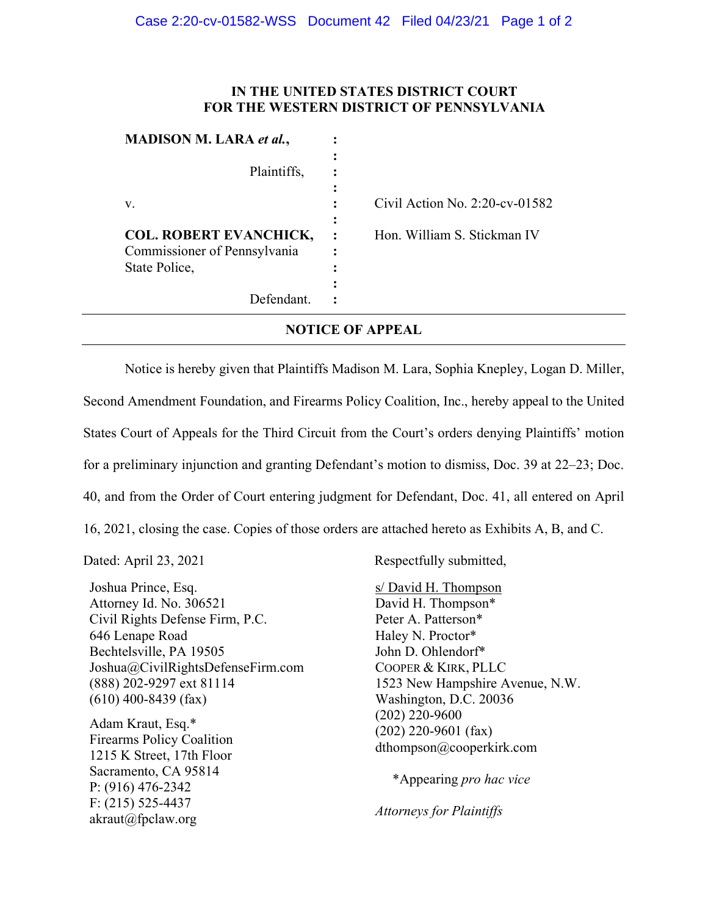**IN THE UNITED STATES DISTRICT COURT**
**FOR THE WESTERN DISTRICT OF PENNSYLVANIA**

| | | |
|---|---|---|
| **MADISON M. LARA *et al.*,** | : | |
| Plaintiffs, | : | |
| v. | : | Civil Action No. 2:20-cv-01582 |
| **COL. ROBERT EVANCHICK,** Commissioner of Pennsylvania State Police, | : | Hon. William S. Stickman IV |
| Defendant. | : | |

## NOTICE OF APPEAL

Notice is hereby given that Plaintiffs Madison M. Lara, Sophia Knepley, Logan D. Miller, Second Amendment Foundation, and Firearms Policy Coalition, Inc., hereby appeal to the United States Court of Appeals for the Third Circuit from the Court's orders denying Plaintiffs' motion for a preliminary injunction and granting Defendant's motion to dismiss, Doc. 39 at 22–23; Doc. 40, and from the Order of Court entering judgment for Defendant, Doc. 41, all entered on April 16, 2021, closing the case. Copies of those orders are attached hereto as Exhibits A, B, and C.

Dated: April 23, 2021

Respectfully submitted,

s/ David H. Thompson
David H. Thompson*
Peter A. Patterson*
Haley N. Proctor*
John D. Ohlendorf*
COOPER & KIRK, PLLC
1523 New Hampshire Avenue, N.W.
Washington, D.C. 20036
(202) 220-9600
(202) 220-9601 (fax)
dthompson@cooperkirk.com

*Appearing *pro hac vice*

*Attorneys for Plaintiffs*

Joshua Prince, Esq.
Attorney Id. No. 306521
Civil Rights Defense Firm, P.C.
646 Lenape Road
Bechtelsville, PA 19505
Joshua@CivilRightsDefenseFirm.com
(888) 202-9297 ext 81114
(610) 400-8439 (fax)

Adam Kraut, Esq.*
Firearms Policy Coalition
1215 K Street, 17th Floor
Sacramento, CA 95814
P: (916) 476-2342
F: (215) 525-4437
akraut@fpclaw.org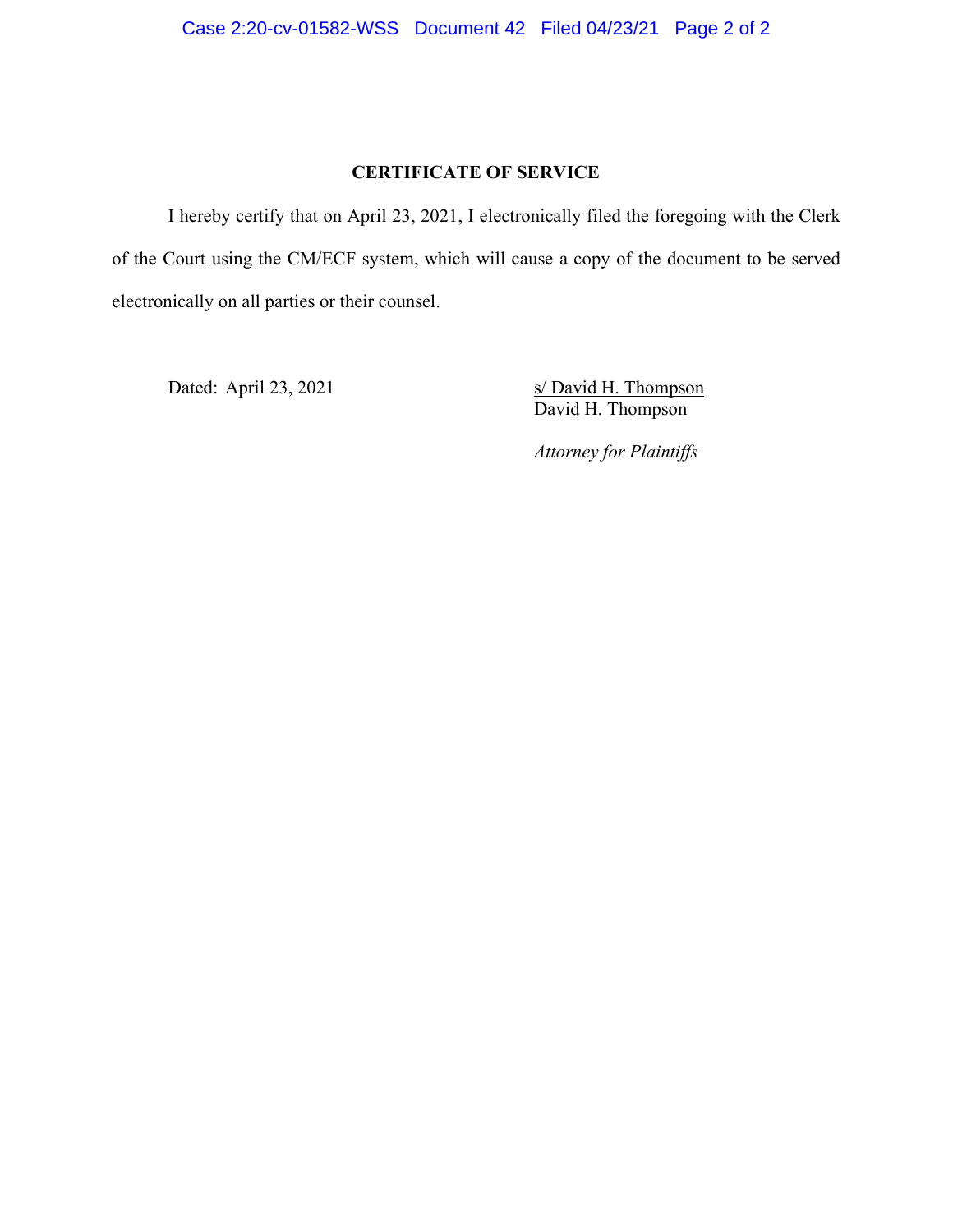## CERTIFICATE OF SERVICE

I hereby certify that on April 23, 2021, I electronically filed the foregoing with the Clerk of the Court using the CM/ECF system, which will cause a copy of the document to be served electronically on all parties or their counsel.

Dated: April 23, 2021

s/ David H. Thompson
David H. Thompson

*Attorney for Plaintiffs*